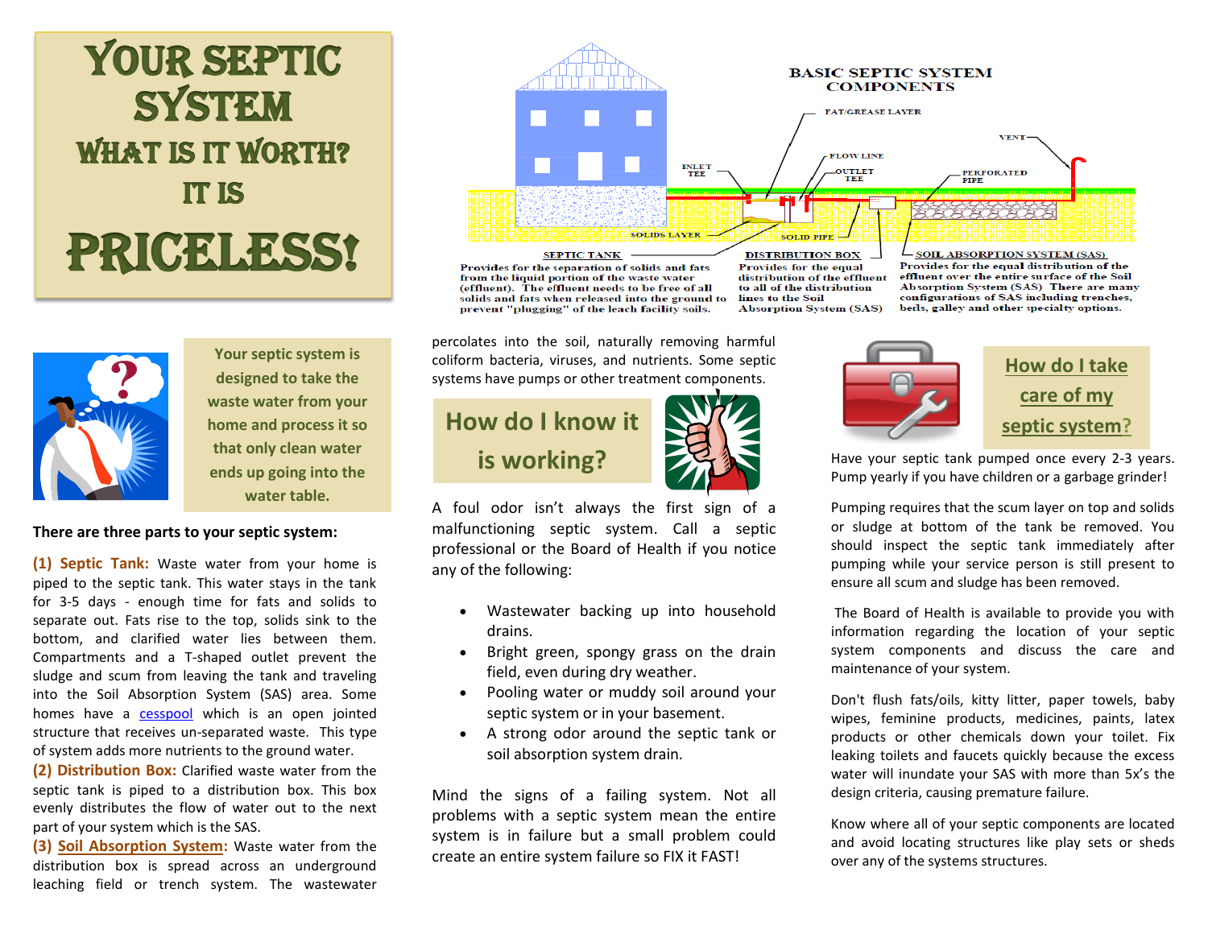# YOUR SEPTIC SYSTEM

## WHAT IS IT WORTH? IT IS

# PRICELESS!

BASIC SEPTIC SYSTEM COMPONENTS

FAT/GREASE LAYER

FLOW LINE

INLET TEE

OUTLET TEE

VENT

PERFORATED PIPE

SOLIDS LAYER

SOLID PIPE

**SEPTIC TANK**
Provides for the separation of solids and fats from the liquid portion of the waste water (effluent). The effluent needs to be free of all solids and fats when released into the ground to prevent "plugging" of the leach facility soils.

**DISTRIBUTION BOX**
Provides for the equal distribution of the effluent to all of the distribution lines to the Soil Absorption System (SAS)

**SOIL ABSORPTION SYSTEM (SAS)**
Provides for the equal distribution of the effluent over the entire surface of the Soil Absorption System (SAS) There are many configurations of SAS including trenches, beds, galley and other specialty options.

Your septic system is designed to take the waste water from your home and process it so that only clean water ends up going into the water table.

**There are three parts to your septic system:**

**(1) Septic Tank:** Waste water from your home is piped to the septic tank. This water stays in the tank for 3-5 days - enough time for fats and solids to separate out. Fats rise to the top, solids sink to the bottom, and clarified water lies between them. Compartments and a T-shaped outlet prevent the sludge and scum from leaving the tank and traveling into the Soil Absorption System (SAS) area. Some homes have a cesspool which is an open jointed structure that receives un-separated waste. This type of system adds more nutrients to the ground water.

**(2) Distribution Box:** Clarified waste water from the septic tank is piped to a distribution box. This box evenly distributes the flow of water out to the next part of your system which is the SAS.

**(3) Soil Absorption System:** Waste water from the distribution box is spread across an underground leaching field or trench system. The wastewater percolates into the soil, naturally removing harmful coliform bacteria, viruses, and nutrients. Some septic systems have pumps or other treatment components.

## How do I know it is working?

A foul odor isn't always the first sign of a malfunctioning septic system. Call a septic professional or the Board of Health if you notice any of the following:

- Wastewater backing up into household drains.
- Bright green, spongy grass on the drain field, even during dry weather.
- Pooling water or muddy soil around your septic system or in your basement.
- A strong odor around the septic tank or soil absorption system drain.

Mind the signs of a failing system. Not all problems with a septic system mean the entire system is in failure but a small problem could create an entire system failure so FIX it FAST!

## How do I take care of my septic system?

Have your septic tank pumped once every 2-3 years. Pump yearly if you have children or a garbage grinder!

Pumping requires that the scum layer on top and solids or sludge at bottom of the tank be removed. You should inspect the septic tank immediately after pumping while your service person is still present to ensure all scum and sludge has been removed.

The Board of Health is available to provide you with information regarding the location of your septic system components and discuss the care and maintenance of your system.

Don't flush fats/oils, kitty litter, paper towels, baby wipes, feminine products, medicines, paints, latex products or other chemicals down your toilet. Fix leaking toilets and faucets quickly because the excess water will inundate your SAS with more than 5x's the design criteria, causing premature failure.

Know where all of your septic components are located and avoid locating structures like play sets or sheds over any of the systems structures.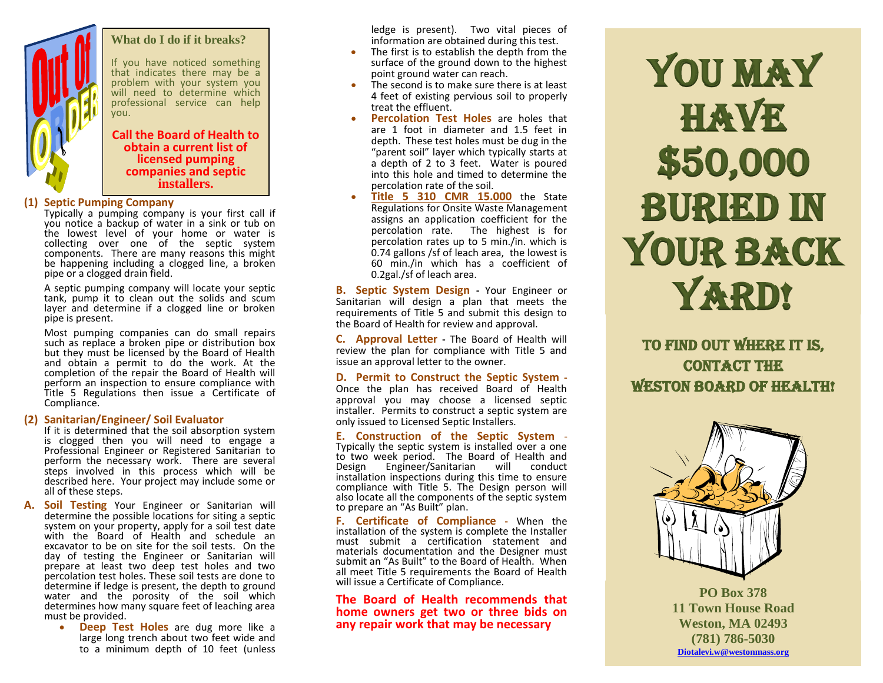### What do I do if it breaks?

If you have noticed something that indicates there may be a problem with your system you will need to determine which professional service can help you.

**Call the Board of Health to obtain a current list of licensed pumping companies and septic installers.**

**(1) Septic Pumping Company**

Typically a pumping company is your first call if you notice a backup of water in a sink or tub on the lowest level of your home or water is collecting over one of the septic system components. There are many reasons this might be happening including a clogged line, a broken pipe or a clogged drain field.

A septic pumping company will locate your septic tank, pump it to clean out the solids and scum layer and determine if a clogged line or broken pipe is present.

Most pumping companies can do small repairs such as replace a broken pipe or distribution box but they must be licensed by the Board of Health and obtain a permit to do the work. At the completion of the repair the Board of Health will perform an inspection to ensure compliance with Title 5 Regulations then issue a Certificate of Compliance.

**(2) Sanitarian/Engineer/ Soil Evaluator**

If it is determined that the soil absorption system is clogged then you will need to engage a Professional Engineer or Registered Sanitarian to perform the necessary work. There are several steps involved in this process which will be described here. Your project may include some or all of these steps.

**A. Soil Testing** Your Engineer or Sanitarian will determine the possible locations for siting a septic system on your property, apply for a soil test date with the Board of Health and schedule an excavator to be on site for the soil tests. On the day of testing the Engineer or Sanitarian will prepare at least two deep test holes and two percolation test holes. These soil tests are done to determine if ledge is present, the depth to ground water and the porosity of the soil which determines how many square feet of leaching area must be provided.

- **Deep Test Holes** are dug more like a large long trench about two feet wide and to a minimum depth of 10 feet (unless ledge is present). Two vital pieces of information are obtained during this test.
- The first is to establish the depth from the surface of the ground down to the highest point ground water can reach.
- The second is to make sure there is at least 4 feet of existing pervious soil to properly treat the effluent.
- **Percolation Test Holes** are holes that are 1 foot in diameter and 1.5 feet in depth. These test holes must be dug in the "parent soil" layer which typically starts at a depth of 2 to 3 feet. Water is poured into this hole and timed to determine the percolation rate of the soil.
- **Title 5 310 CMR 15.000** the State Regulations for Onsite Waste Management assigns an application coefficient for the percolation rate. The highest is for percolation rates up to 5 min./in. which is 0.74 gallons /sf of leach area, the lowest is 60 min./in which has a coefficient of 0.2gal./sf of leach area.

**B. Septic System Design -** Your Engineer or Sanitarian will design a plan that meets the requirements of Title 5 and submit this design to the Board of Health for review and approval.

**C. Approval Letter -** The Board of Health will review the plan for compliance with Title 5 and issue an approval letter to the owner.

**D. Permit to Construct the Septic System -** Once the plan has received Board of Health approval you may choose a licensed septic installer. Permits to construct a septic system are only issued to Licensed Septic Installers.

**E. Construction of the Septic System -** Typically the septic system is installed over a one to two week period. The Board of Health and Design Engineer/Sanitarian will conduct installation inspections during this time to ensure compliance with Title 5. The Design person will also locate all the components of the septic system to prepare an "As Built" plan.

**F. Certificate of Compliance -** When the installation of the system is complete the Installer must submit a certification statement and materials documentation and the Designer must submit an "As Built" to the Board of Health. When all meet Title 5 requirements the Board of Health will issue a Certificate of Compliance.

**The Board of Health recommends that home owners get two or three bids on any repair work that may be necessary**

# You May Have $50,000 Buried in Your Back Yard!

## To find out where it is, contact the Weston Board of Health!

**PO Box 378**
**11 Town House Road**
**Weston, MA 02493**
**(781) 786-5030**
**Diotalevi.w@westonmass.org**